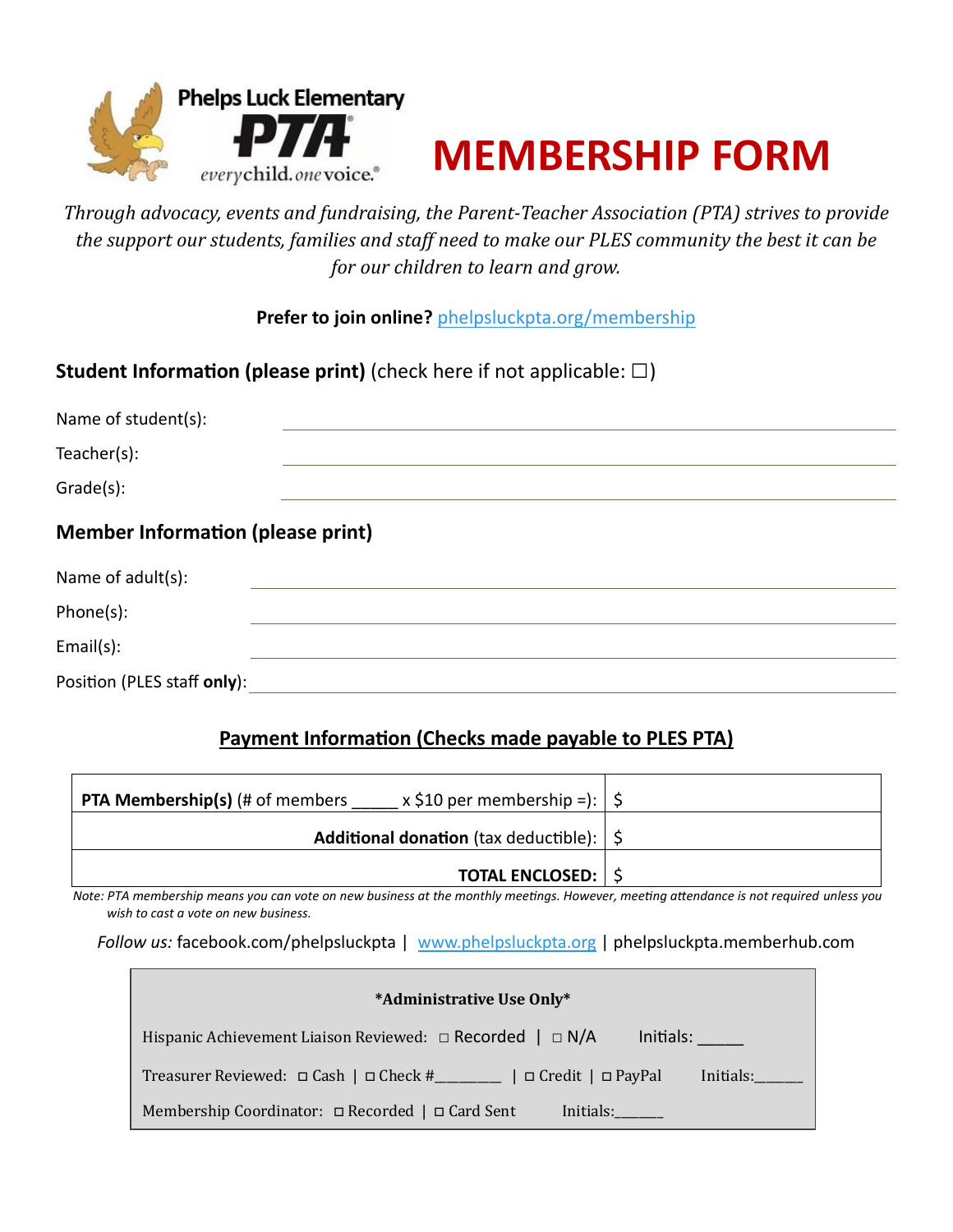Phelps Luck Elementary

**PTA**

*everychild. onevoice.®*

# MEMBERSHIP FORM

*Through advocacy, events and fundraising, the Parent-Teacher Association (PTA) strives to provide the support our students, families and staff need to make our PLES community the best it can be for our children to learn and grow.*

**Prefer to join online?** phelpsluckpta.org/membership

### Student Information (please print) (check here if not applicable: ☐)

Name of student(s): ______________________________

Teacher(s): ______________________________

Grade(s): ______________________________

### Member Information (please print)

Name of adult(s): ______________________________

Phone(s): ______________________________

Email(s): ______________________________

Position (PLES staff **only**): ______________________________

### Payment Information (Checks made payable to PLES PTA)

| | |
|---|---|
| **PTA Membership(s)** (# of members _____ x $10 per membership =): | $ |
| **Additional donation** (tax deductible): | $ |
| **TOTAL ENCLOSED:** | $ |

*Note: PTA membership means you can vote on new business at the monthly meetings. However, meeting attendance is not required unless you wish to cast a vote on new business.*

*Follow us:* facebook.com/phelpsluckpta | www.phelpsluckpta.org | phelpsluckpta.memberhub.com

**\*Administrative Use Only\***

Hispanic Achievement Liaison Reviewed: ◻ Recorded | ◻ N/A Initials: _____

Treasurer Reviewed: ◻ Cash | ◻ Check #________ | ◻ Credit | ◻ PayPal Initials:______

Membership Coordinator: ◻ Recorded | ◻ Card Sent Initials:______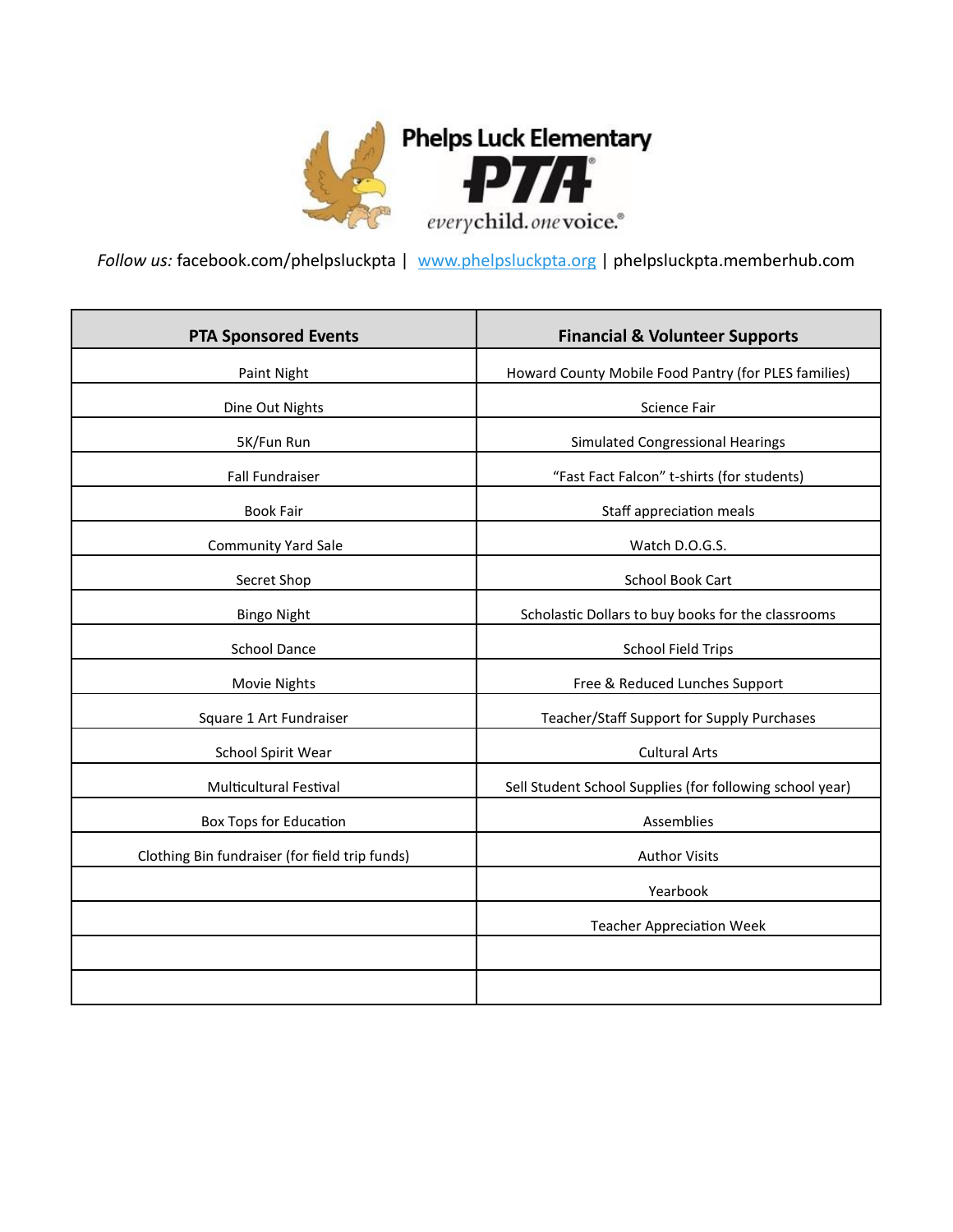Phelps Luck Elementary

PTA

everychild. onevoice.

*Follow us:* facebook.com/phelpsluckpta | [www.phelpsluckpta.org](http://www.phelpsluckpta.org) | phelpsluckpta.memberhub.com

| PTA Sponsored Events | Financial & Volunteer Supports |
|---|---|
| Paint Night | Howard County Mobile Food Pantry (for PLES families) |
| Dine Out Nights | Science Fair |
| 5K/Fun Run | Simulated Congressional Hearings |
| Fall Fundraiser | "Fast Fact Falcon" t-shirts (for students) |
| Book Fair | Staff appreciation meals |
| Community Yard Sale | Watch D.O.G.S. |
| Secret Shop | School Book Cart |
| Bingo Night | Scholastic Dollars to buy books for the classrooms |
| School Dance | School Field Trips |
| Movie Nights | Free & Reduced Lunches Support |
| Square 1 Art Fundraiser | Teacher/Staff Support for Supply Purchases |
| School Spirit Wear | Cultural Arts |
| Multicultural Festival | Sell Student School Supplies (for following school year) |
| Box Tops for Education | Assemblies |
| Clothing Bin fundraiser (for field trip funds) | Author Visits |
| | Yearbook |
| | Teacher Appreciation Week |
| | |
| | |